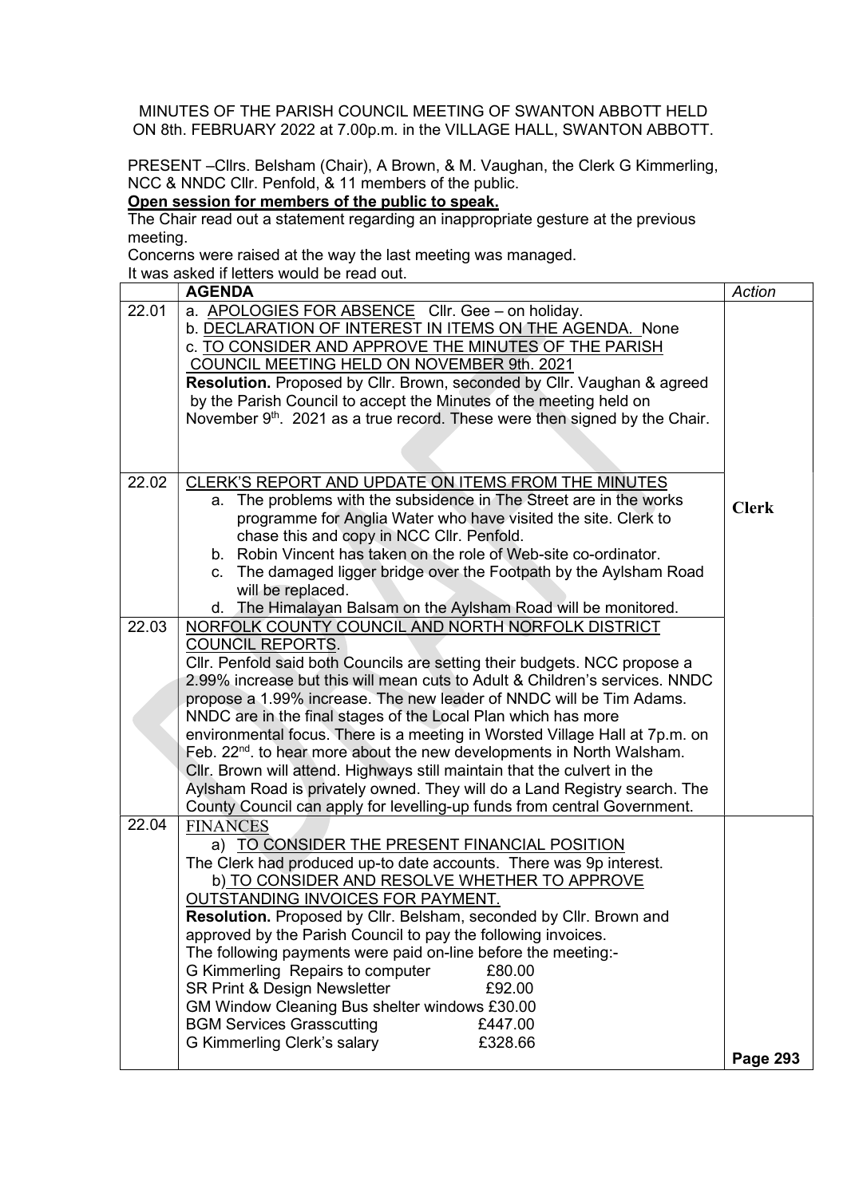MINUTES OF THE PARISH COUNCIL MEETING OF SWANTON ABBOTT HELD ON 8th. FEBRUARY 2022 at 7.00p.m. in the VILLAGE HALL, SWANTON ABBOTT.

PRESENT –Cllrs. Belsham (Chair), A Brown, & M. Vaughan, the Clerk G Kimmerling, NCC & NNDC Cllr. Penfold, & 11 members of the public.

**Open session for members of the public to speak.**

The Chair read out a statement regarding an inappropriate gesture at the previous meeting.

Concerns were raised at the way the last meeting was managed.

It was asked if letters would be read out.

| | **AGENDA** | *Action* |
|---|---|---|
| 22.01 | a. APOLOGIES FOR ABSENCE Cllr. Gee – on holiday.<br>b. DECLARATION OF INTEREST IN ITEMS ON THE AGENDA. None<br>c. TO CONSIDER AND APPROVE THE MINUTES OF THE PARISH COUNCIL MEETING HELD ON NOVEMBER 9th. 2021<br>**Resolution.** Proposed by Cllr. Brown, seconded by Cllr. Vaughan & agreed by the Parish Council to accept the Minutes of the meeting held on November 9th. 2021 as a true record. These were then signed by the Chair. | |
| 22.02 | CLERK'S REPORT AND UPDATE ON ITEMS FROM THE MINUTES<br>a. The problems with the subsidence in The Street are in the works programme for Anglia Water who have visited the site. Clerk to chase this and copy in NCC Cllr. Penfold.<br>b. Robin Vincent has taken on the role of Web-site co-ordinator.<br>c. The damaged ligger bridge over the Footpath by the Aylsham Road will be replaced.<br>d. The Himalayan Balsam on the Aylsham Road will be monitored. | **Clerk** |
| 22.03 | NORFOLK COUNTY COUNCIL AND NORTH NORFOLK DISTRICT COUNCIL REPORTS.<br>Cllr. Penfold said both Councils are setting their budgets. NCC propose a 2.99% increase but this will mean cuts to Adult & Children's services. NNDC propose a 1.99% increase. The new leader of NNDC will be Tim Adams. NNDC are in the final stages of the Local Plan which has more environmental focus. There is a meeting in Worsted Village Hall at 7p.m. on Feb. 22nd. to hear more about the new developments in North Walsham. Cllr. Brown will attend. Highways still maintain that the culvert in the Aylsham Road is privately owned. They will do a Land Registry search. The County Council can apply for levelling-up funds from central Government. | |
| 22.04 | FINANCES<br>a) TO CONSIDER THE PRESENT FINANCIAL POSITION<br>The Clerk had produced up-to date accounts. There was 9p interest.<br>b) TO CONSIDER AND RESOLVE WHETHER TO APPROVE OUTSTANDING INVOICES FOR PAYMENT.<br>**Resolution.** Proposed by Cllr. Belsham, seconded by Cllr. Brown and approved by the Parish Council to pay the following invoices.<br>The following payments were paid on-line before the meeting:-<br>G Kimmerling Repairs to computer £80.00<br>SR Print & Design Newsletter £92.00<br>GM Window Cleaning Bus shelter windows £30.00<br>BGM Services Grasscutting £447.00<br>G Kimmerling Clerk's salary £328.66 | **Page 293** |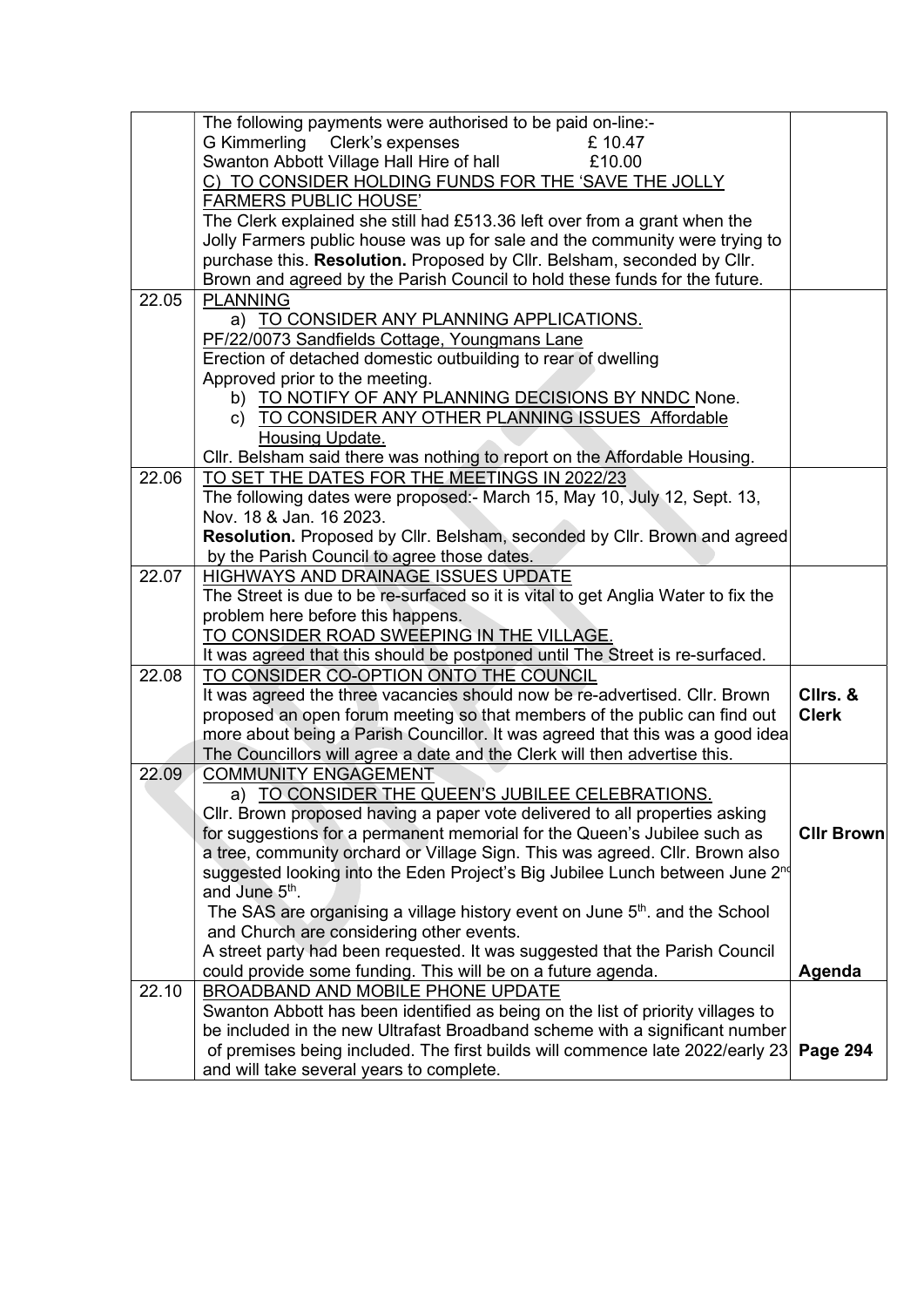| | | |
|---|---|---|
| | The following payments were authorised to be paid on-line:-<br>G Kimmerling Clerk's expenses £ 10.47<br>Swanton Abbott Village Hall Hire of hall £10.00<br><u>C) TO CONSIDER HOLDING FUNDS FOR THE 'SAVE THE JOLLY FARMERS PUBLIC HOUSE'</u><br>The Clerk explained she still had £513.36 left over from a grant when the Jolly Farmers public house was up for sale and the community were trying to purchase this. **Resolution.** Proposed by Cllr. Belsham, seconded by Cllr. Brown and agreed by the Parish Council to hold these funds for the future. | |
| 22.05 | <u>PLANNING</u><br>a) <u>TO CONSIDER ANY PLANNING APPLICATIONS.</u><br>PF/22/0073 Sandfields Cottage, Youngmans Lane<br>Erection of detached domestic outbuilding to rear of dwelling<br>Approved prior to the meeting.<br>b) <u>TO NOTIFY OF ANY PLANNING DECISIONS BY NNDC</u> None.<br>c) <u>TO CONSIDER ANY OTHER PLANNING ISSUES Affordable Housing Update.</u><br>Cllr. Belsham said there was nothing to report on the Affordable Housing. | |
| 22.06 | <u>TO SET THE DATES FOR THE MEETINGS IN 2022/23</u><br>The following dates were proposed:- March 15, May 10, July 12, Sept. 13, Nov. 18 & Jan. 16 2023.<br>**Resolution.** Proposed by Cllr. Belsham, seconded by Cllr. Brown and agreed by the Parish Council to agree those dates. | |
| 22.07 | <u>HIGHWAYS AND DRAINAGE ISSUES UPDATE</u><br>The Street is due to be re-surfaced so it is vital to get Anglia Water to fix the problem here before this happens.<br><u>TO CONSIDER ROAD SWEEPING IN THE VILLAGE.</u><br>It was agreed that this should be postponed until The Street is re-surfaced. | |
| 22.08 | <u>TO CONSIDER CO-OPTION ONTO THE COUNCIL</u><br>It was agreed the three vacancies should now be re-advertised. Cllr. Brown proposed an open forum meeting so that members of the public can find out more about being a Parish Councillor. It was agreed that this was a good idea The Councillors will agree a date and the Clerk will then advertise this. | **Cllrs. & Clerk** |
| 22.09 | <u>COMMUNITY ENGAGEMENT</u><br>a) <u>TO CONSIDER THE QUEEN'S JUBILEE CELEBRATIONS.</u><br>Cllr. Brown proposed having a paper vote delivered to all properties asking for suggestions for a permanent memorial for the Queen's Jubilee such as a tree, community orchard or Village Sign. This was agreed. Cllr. Brown also suggested looking into the Eden Project's Big Jubilee Lunch between June 2nd and June 5th.<br>The SAS are organising a village history event on June 5th. and the School and Church are considering other events.<br>A street party had been requested. It was suggested that the Parish Council could provide some funding. This will be on a future agenda. | **Cllr Brown**<br><br>**Agenda** |
| 22.10 | <u>BROADBAND AND MOBILE PHONE UPDATE</u><br>Swanton Abbott has been identified as being on the list of priority villages to be included in the new Ultrafast Broadband scheme with a significant number of premises being included. The first builds will commence late 2022/early 23 and will take several years to complete. | **Page 294** |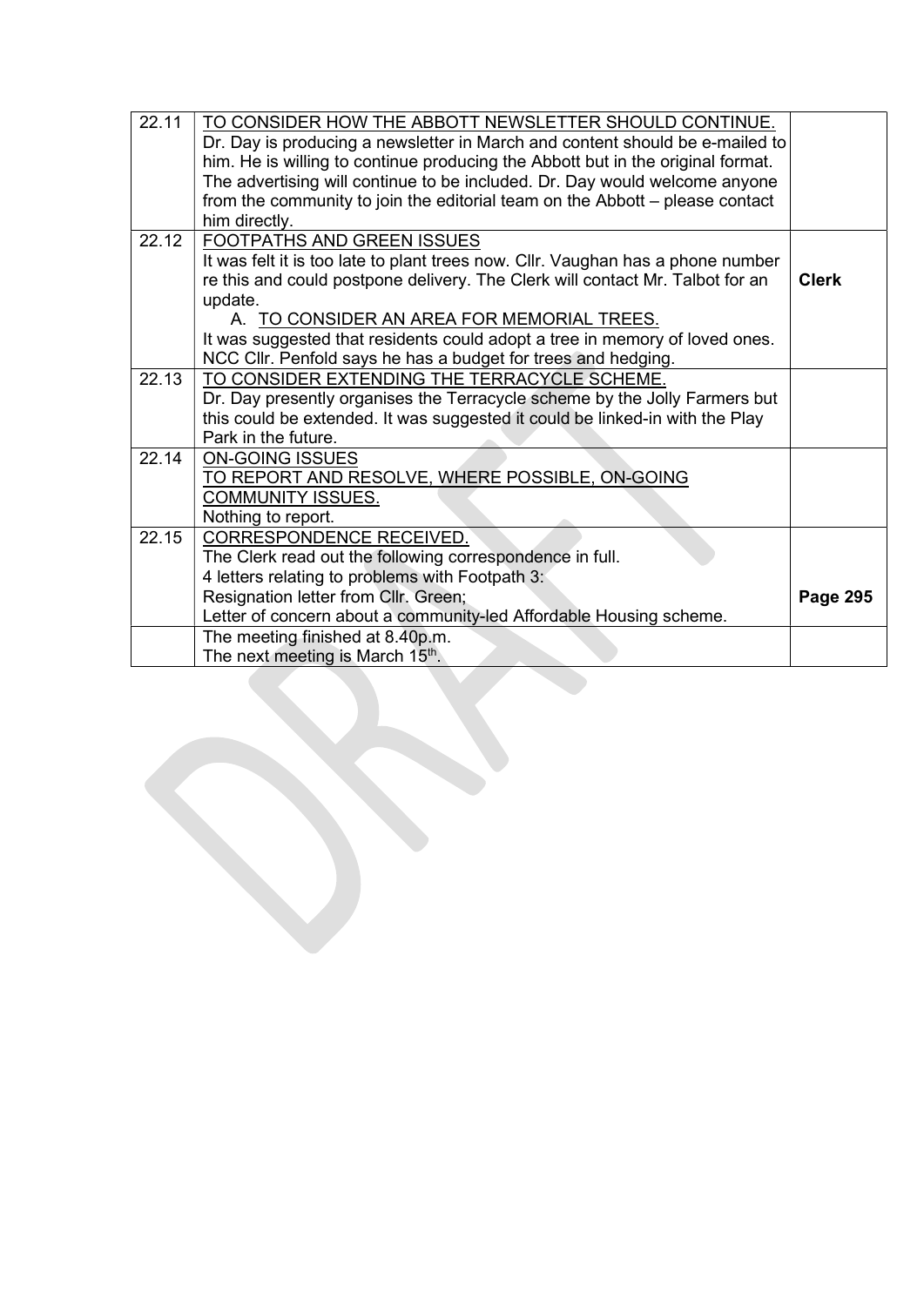| | | |
|---|---|---|
| 22.11 | TO CONSIDER HOW THE ABBOTT NEWSLETTER SHOULD CONTINUE.<br>Dr. Day is producing a newsletter in March and content should be e-mailed to him. He is willing to continue producing the Abbott but in the original format. The advertising will continue to be included. Dr. Day would welcome anyone from the community to join the editorial team on the Abbott – please contact him directly. | |
| 22.12 | FOOTPATHS AND GREEN ISSUES<br>It was felt it is too late to plant trees now. Cllr. Vaughan has a phone number re this and could postpone delivery. The Clerk will contact Mr. Talbot for an update.<br>A. TO CONSIDER AN AREA FOR MEMORIAL TREES.<br>It was suggested that residents could adopt a tree in memory of loved ones. NCC Cllr. Penfold says he has a budget for trees and hedging. | **Clerk** |
| 22.13 | TO CONSIDER EXTENDING THE TERRACYCLE SCHEME.<br>Dr. Day presently organises the Terracycle scheme by the Jolly Farmers but this could be extended. It was suggested it could be linked-in with the Play Park in the future. | |
| 22.14 | ON-GOING ISSUES<br>TO REPORT AND RESOLVE, WHERE POSSIBLE, ON-GOING COMMUNITY ISSUES.<br>Nothing to report. | |
| 22.15 | CORRESPONDENCE RECEIVED.<br>The Clerk read out the following correspondence in full.<br>4 letters relating to problems with Footpath 3:<br>Resignation letter from Cllr. Green;<br>Letter of concern about a community-led Affordable Housing scheme. | **Page 295** |
| | The meeting finished at 8.40p.m.<br>The next meeting is March 15th. | |